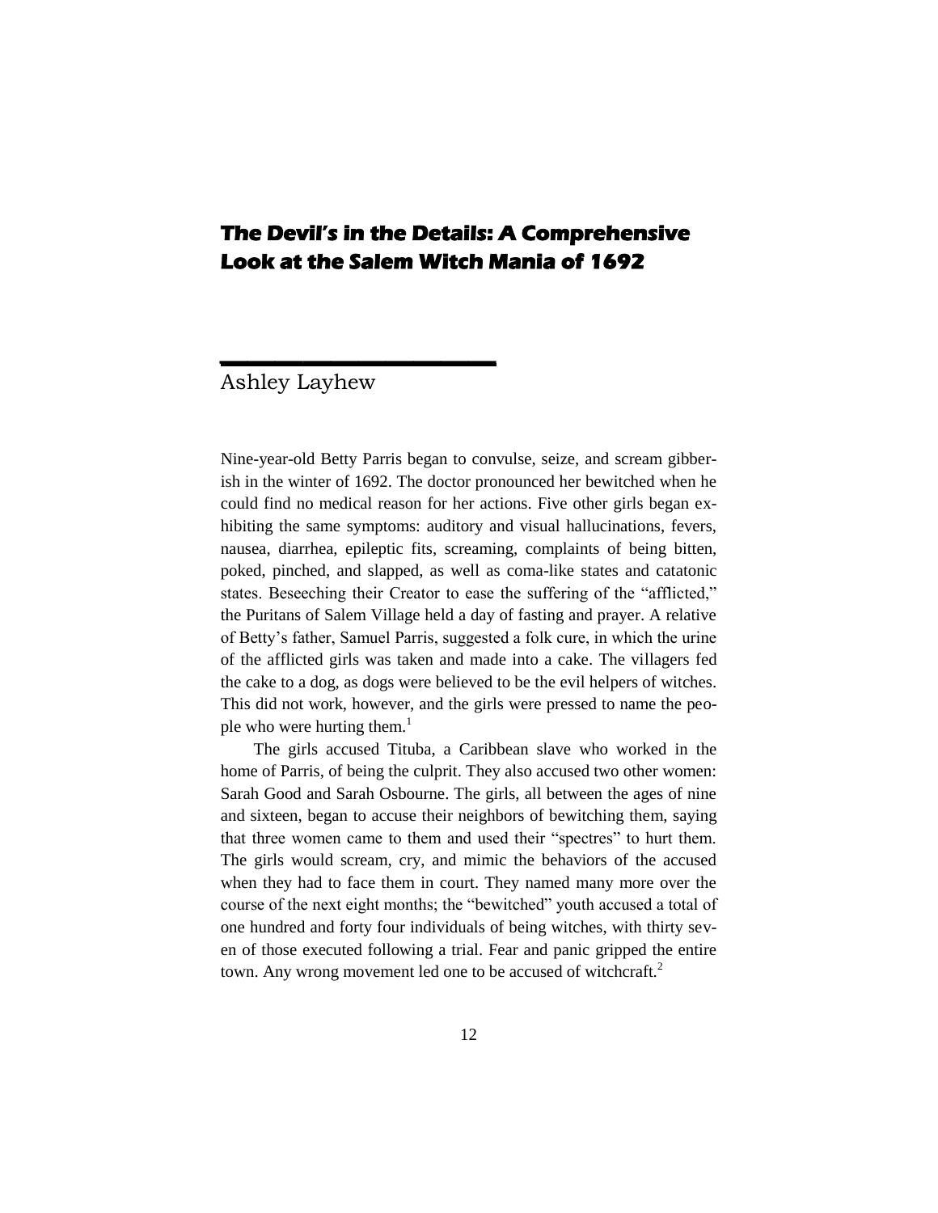# The Devil's in the Details: A Comprehensive Look at the Salem Witch Mania of 1692

Ashley Layhew

Nine-year-old Betty Parris began to convulse, seize, and scream gibberish in the winter of 1692. The doctor pronounced her bewitched when he could find no medical reason for her actions. Five other girls began exhibiting the same symptoms: auditory and visual hallucinations, fevers, nausea, diarrhea, epileptic fits, screaming, complaints of being bitten, poked, pinched, and slapped, as well as coma-like states and catatonic states. Beseeching their Creator to ease the suffering of the "afflicted," the Puritans of Salem Village held a day of fasting and prayer. A relative of Betty's father, Samuel Parris, suggested a folk cure, in which the urine of the afflicted girls was taken and made into a cake. The villagers fed the cake to a dog, as dogs were believed to be the evil helpers of witches. This did not work, however, and the girls were pressed to name the people who were hurting them.[1]

The girls accused Tituba, a Caribbean slave who worked in the home of Parris, of being the culprit. They also accused two other women: Sarah Good and Sarah Osbourne. The girls, all between the ages of nine and sixteen, began to accuse their neighbors of bewitching them, saying that three women came to them and used their "spectres" to hurt them. The girls would scream, cry, and mimic the behaviors of the accused when they had to face them in court. They named many more over the course of the next eight months; the "bewitched" youth accused a total of one hundred and forty four individuals of being witches, with thirty seven of those executed following a trial. Fear and panic gripped the entire town. Any wrong movement led one to be accused of witchcraft.[2]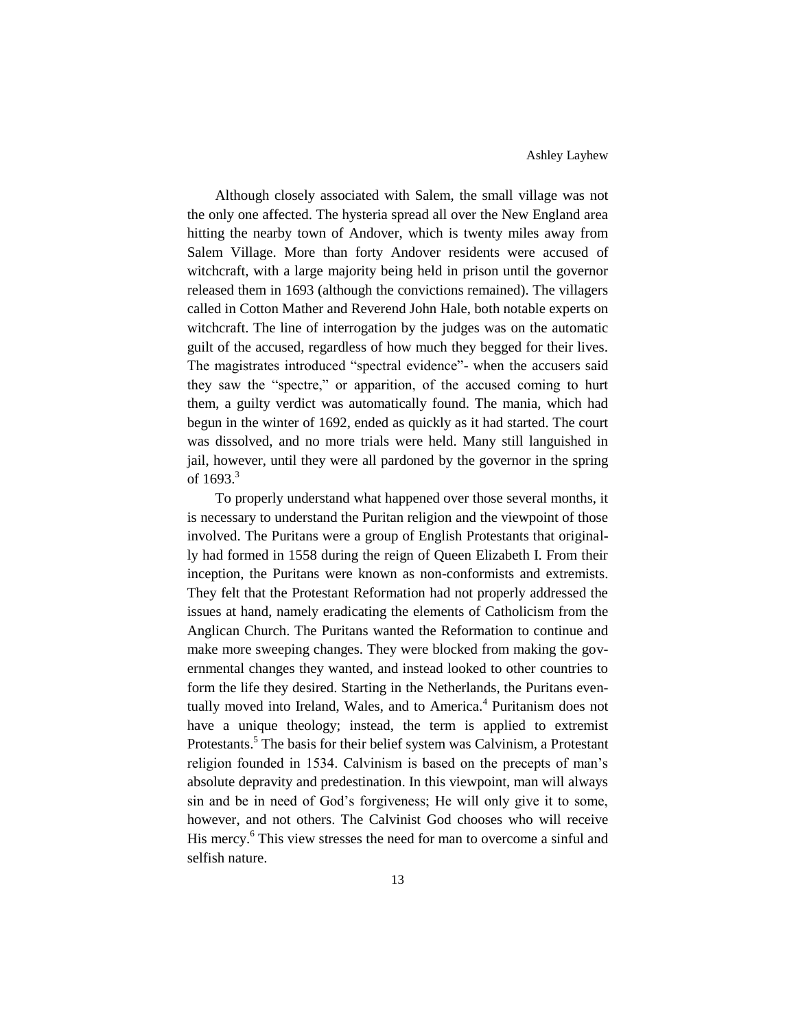Although closely associated with Salem, the small village was not the only one affected. The hysteria spread all over the New England area hitting the nearby town of Andover, which is twenty miles away from Salem Village. More than forty Andover residents were accused of witchcraft, with a large majority being held in prison until the governor released them in 1693 (although the convictions remained). The villagers called in Cotton Mather and Reverend John Hale, both notable experts on witchcraft. The line of interrogation by the judges was on the automatic guilt of the accused, regardless of how much they begged for their lives. The magistrates introduced "spectral evidence"- when the accusers said they saw the "spectre," or apparition, of the accused coming to hurt them, a guilty verdict was automatically found. The mania, which had begun in the winter of 1692, ended as quickly as it had started. The court was dissolved, and no more trials were held. Many still languished in jail, however, until they were all pardoned by the governor in the spring of 1693.[3]

To properly understand what happened over those several months, it is necessary to understand the Puritan religion and the viewpoint of those involved. The Puritans were a group of English Protestants that originally had formed in 1558 during the reign of Queen Elizabeth I. From their inception, the Puritans were known as non-conformists and extremists. They felt that the Protestant Reformation had not properly addressed the issues at hand, namely eradicating the elements of Catholicism from the Anglican Church. The Puritans wanted the Reformation to continue and make more sweeping changes. They were blocked from making the governmental changes they wanted, and instead looked to other countries to form the life they desired. Starting in the Netherlands, the Puritans eventually moved into Ireland, Wales, and to America.[4] Puritanism does not have a unique theology; instead, the term is applied to extremist Protestants.[5] The basis for their belief system was Calvinism, a Protestant religion founded in 1534. Calvinism is based on the precepts of man's absolute depravity and predestination. In this viewpoint, man will always sin and be in need of God's forgiveness; He will only give it to some, however, and not others. The Calvinist God chooses who will receive His mercy.[6] This view stresses the need for man to overcome a sinful and selfish nature.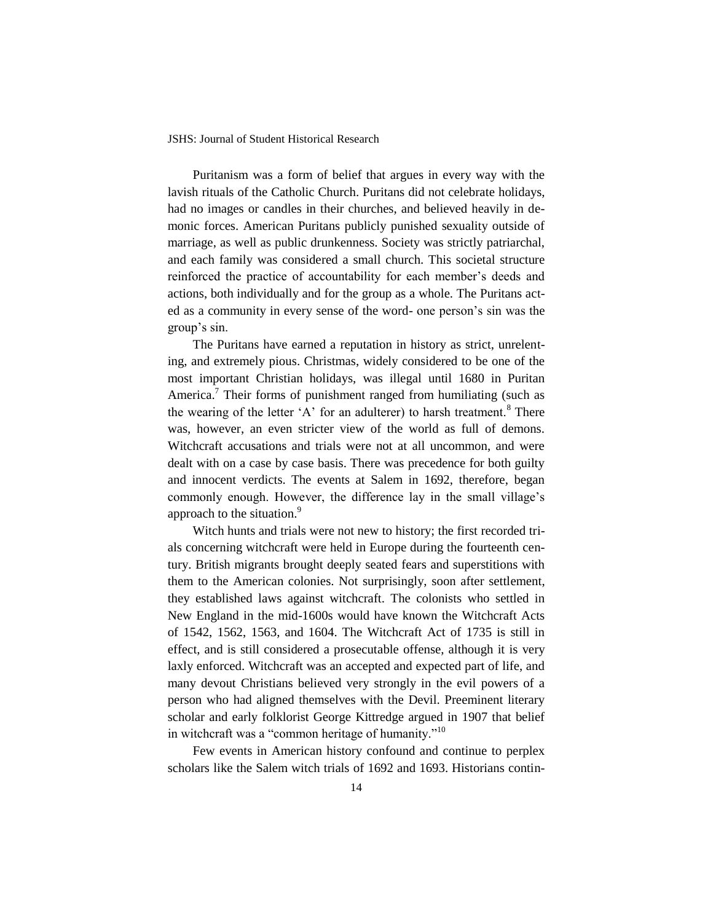Puritanism was a form of belief that argues in every way with the lavish rituals of the Catholic Church. Puritans did not celebrate holidays, had no images or candles in their churches, and believed heavily in demonic forces. American Puritans publicly punished sexuality outside of marriage, as well as public drunkenness. Society was strictly patriarchal, and each family was considered a small church. This societal structure reinforced the practice of accountability for each member's deeds and actions, both individually and for the group as a whole. The Puritans acted as a community in every sense of the word- one person's sin was the group's sin.

The Puritans have earned a reputation in history as strict, unrelenting, and extremely pious. Christmas, widely considered to be one of the most important Christian holidays, was illegal until 1680 in Puritan America.[7] Their forms of punishment ranged from humiliating (such as the wearing of the letter 'A' for an adulterer) to harsh treatment.[8] There was, however, an even stricter view of the world as full of demons. Witchcraft accusations and trials were not at all uncommon, and were dealt with on a case by case basis. There was precedence for both guilty and innocent verdicts. The events at Salem in 1692, therefore, began commonly enough. However, the difference lay in the small village's approach to the situation.[9]

Witch hunts and trials were not new to history; the first recorded trials concerning witchcraft were held in Europe during the fourteenth century. British migrants brought deeply seated fears and superstitions with them to the American colonies. Not surprisingly, soon after settlement, they established laws against witchcraft. The colonists who settled in New England in the mid-1600s would have known the Witchcraft Acts of 1542, 1562, 1563, and 1604. The Witchcraft Act of 1735 is still in effect, and is still considered a prosecutable offense, although it is very laxly enforced. Witchcraft was an accepted and expected part of life, and many devout Christians believed very strongly in the evil powers of a person who had aligned themselves with the Devil. Preeminent literary scholar and early folklorist George Kittredge argued in 1907 that belief in witchcraft was a "common heritage of humanity."[10]

Few events in American history confound and continue to perplex scholars like the Salem witch trials of 1692 and 1693. Historians contin-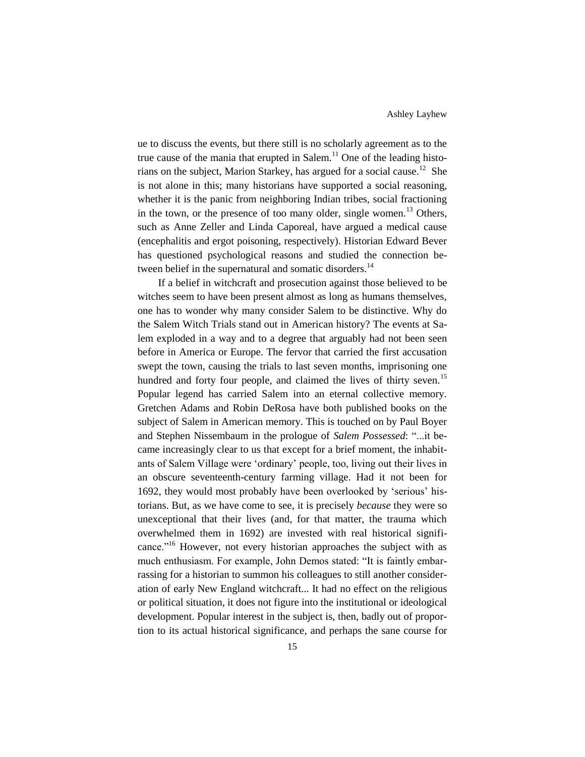ue to discuss the events, but there still is no scholarly agreement as to the true cause of the mania that erupted in Salem.[11] One of the leading historians on the subject, Marion Starkey, has argued for a social cause.[12] She is not alone in this; many historians have supported a social reasoning, whether it is the panic from neighboring Indian tribes, social fractioning in the town, or the presence of too many older, single women.[13] Others, such as Anne Zeller and Linda Caporeal, have argued a medical cause (encephalitis and ergot poisoning, respectively). Historian Edward Bever has questioned psychological reasons and studied the connection between belief in the supernatural and somatic disorders.[14]

If a belief in witchcraft and prosecution against those believed to be witches seem to have been present almost as long as humans themselves, one has to wonder why many consider Salem to be distinctive. Why do the Salem Witch Trials stand out in American history? The events at Salem exploded in a way and to a degree that arguably had not been seen before in America or Europe. The fervor that carried the first accusation swept the town, causing the trials to last seven months, imprisoning one hundred and forty four people, and claimed the lives of thirty seven.[15] Popular legend has carried Salem into an eternal collective memory. Gretchen Adams and Robin DeRosa have both published books on the subject of Salem in American memory. This is touched on by Paul Boyer and Stephen Nissembaum in the prologue of *Salem Possessed*: "...it became increasingly clear to us that except for a brief moment, the inhabitants of Salem Village were 'ordinary' people, too, living out their lives in an obscure seventeenth-century farming village. Had it not been for 1692, they would most probably have been overlooked by 'serious' historians. But, as we have come to see, it is precisely *because* they were so unexceptional that their lives (and, for that matter, the trauma which overwhelmed them in 1692) are invested with real historical significance."[16] However, not every historian approaches the subject with as much enthusiasm. For example, John Demos stated: "It is faintly embarrassing for a historian to summon his colleagues to still another consideration of early New England witchcraft... It had no effect on the religious or political situation, it does not figure into the institutional or ideological development. Popular interest in the subject is, then, badly out of proportion to its actual historical significance, and perhaps the sane course for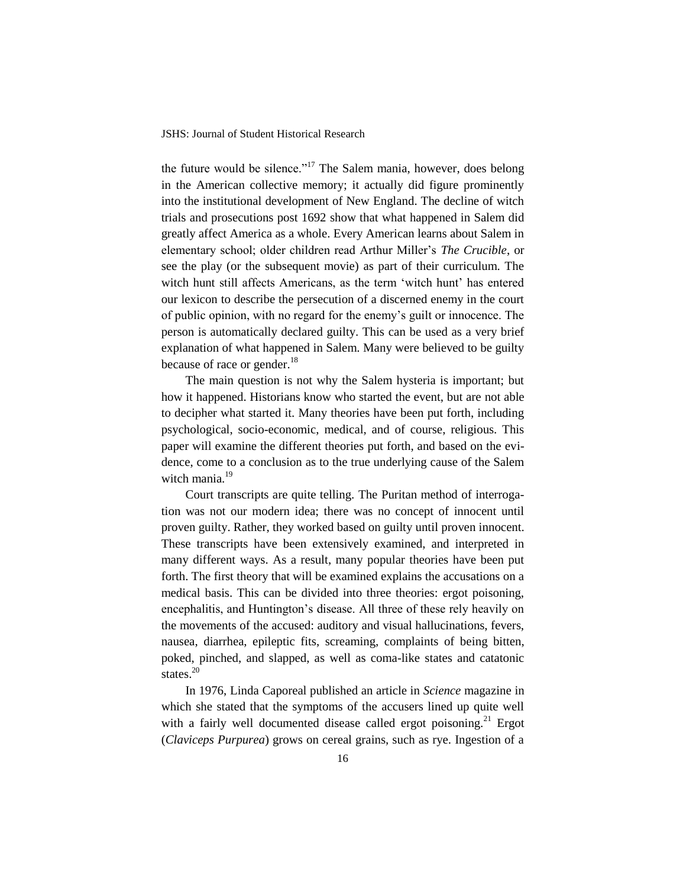the future would be silence."[17] The Salem mania, however, does belong in the American collective memory; it actually did figure prominently into the institutional development of New England. The decline of witch trials and prosecutions post 1692 show that what happened in Salem did greatly affect America as a whole. Every American learns about Salem in elementary school; older children read Arthur Miller's *The Crucible*, or see the play (or the subsequent movie) as part of their curriculum. The witch hunt still affects Americans, as the term 'witch hunt' has entered our lexicon to describe the persecution of a discerned enemy in the court of public opinion, with no regard for the enemy's guilt or innocence. The person is automatically declared guilty. This can be used as a very brief explanation of what happened in Salem. Many were believed to be guilty because of race or gender.[18]

The main question is not why the Salem hysteria is important; but how it happened. Historians know who started the event, but are not able to decipher what started it. Many theories have been put forth, including psychological, socio-economic, medical, and of course, religious. This paper will examine the different theories put forth, and based on the evidence, come to a conclusion as to the true underlying cause of the Salem witch mania.[19]

Court transcripts are quite telling. The Puritan method of interrogation was not our modern idea; there was no concept of innocent until proven guilty. Rather, they worked based on guilty until proven innocent. These transcripts have been extensively examined, and interpreted in many different ways. As a result, many popular theories have been put forth. The first theory that will be examined explains the accusations on a medical basis. This can be divided into three theories: ergot poisoning, encephalitis, and Huntington's disease. All three of these rely heavily on the movements of the accused: auditory and visual hallucinations, fevers, nausea, diarrhea, epileptic fits, screaming, complaints of being bitten, poked, pinched, and slapped, as well as coma-like states and catatonic states.[20]

In 1976, Linda Caporeal published an article in *Science* magazine in which she stated that the symptoms of the accusers lined up quite well with a fairly well documented disease called ergot poisoning.[21] Ergot (*Claviceps Purpurea*) grows on cereal grains, such as rye. Ingestion of a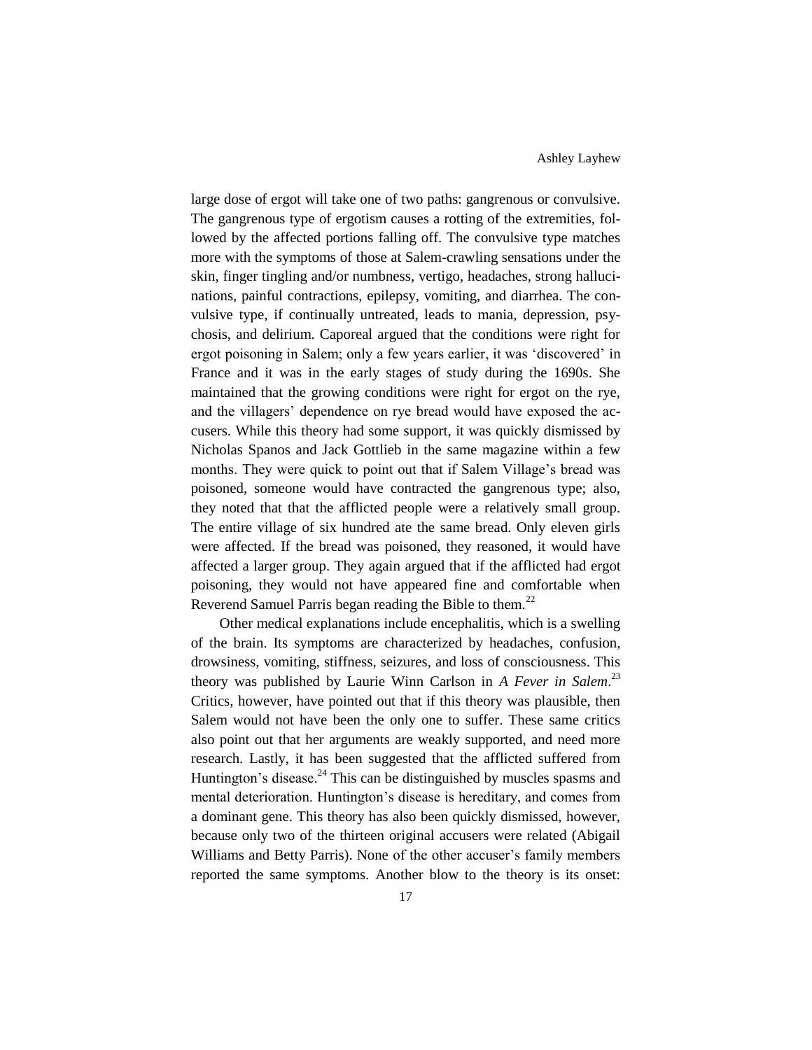large dose of ergot will take one of two paths: gangrenous or convulsive. The gangrenous type of ergotism causes a rotting of the extremities, followed by the affected portions falling off. The convulsive type matches more with the symptoms of those at Salem-crawling sensations under the skin, finger tingling and/or numbness, vertigo, headaches, strong hallucinations, painful contractions, epilepsy, vomiting, and diarrhea. The convulsive type, if continually untreated, leads to mania, depression, psychosis, and delirium. Caporeal argued that the conditions were right for ergot poisoning in Salem; only a few years earlier, it was 'discovered' in France and it was in the early stages of study during the 1690s. She maintained that the growing conditions were right for ergot on the rye, and the villagers' dependence on rye bread would have exposed the accusers. While this theory had some support, it was quickly dismissed by Nicholas Spanos and Jack Gottlieb in the same magazine within a few months. They were quick to point out that if Salem Village's bread was poisoned, someone would have contracted the gangrenous type; also, they noted that that the afflicted people were a relatively small group. The entire village of six hundred ate the same bread. Only eleven girls were affected. If the bread was poisoned, they reasoned, it would have affected a larger group. They again argued that if the afflicted had ergot poisoning, they would not have appeared fine and comfortable when Reverend Samuel Parris began reading the Bible to them.[22]

Other medical explanations include encephalitis, which is a swelling of the brain. Its symptoms are characterized by headaches, confusion, drowsiness, vomiting, stiffness, seizures, and loss of consciousness. This theory was published by Laurie Winn Carlson in *A Fever in Salem*.[23] Critics, however, have pointed out that if this theory was plausible, then Salem would not have been the only one to suffer. These same critics also point out that her arguments are weakly supported, and need more research. Lastly, it has been suggested that the afflicted suffered from Huntington's disease.[24] This can be distinguished by muscles spasms and mental deterioration. Huntington's disease is hereditary, and comes from a dominant gene. This theory has also been quickly dismissed, however, because only two of the thirteen original accusers were related (Abigail Williams and Betty Parris). None of the other accuser's family members reported the same symptoms. Another blow to the theory is its onset: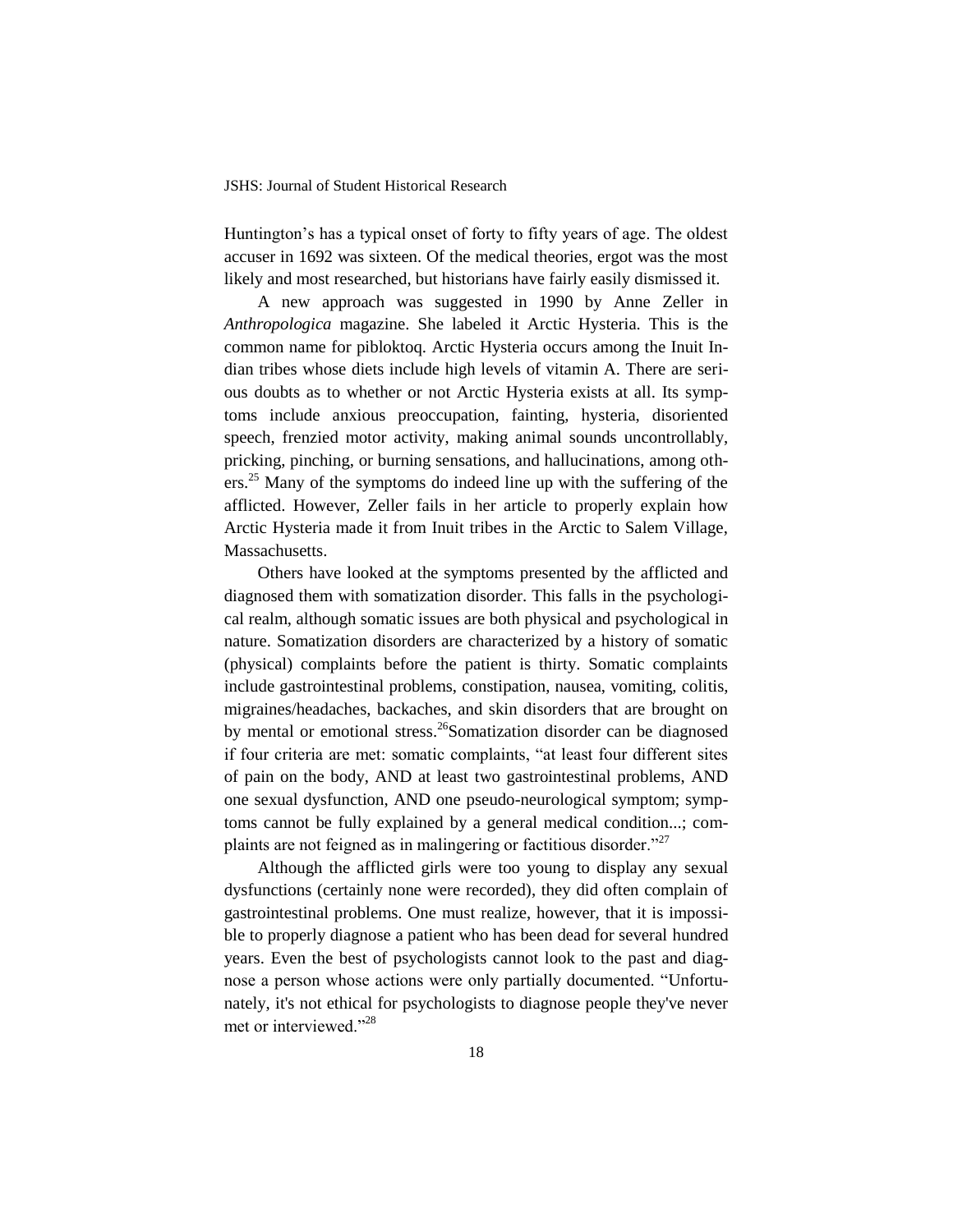Huntington's has a typical onset of forty to fifty years of age. The oldest accuser in 1692 was sixteen. Of the medical theories, ergot was the most likely and most researched, but historians have fairly easily dismissed it.

A new approach was suggested in 1990 by Anne Zeller in *Anthropologica* magazine. She labeled it Arctic Hysteria. This is the common name for pibloktoq. Arctic Hysteria occurs among the Inuit Indian tribes whose diets include high levels of vitamin A. There are serious doubts as to whether or not Arctic Hysteria exists at all. Its symptoms include anxious preoccupation, fainting, hysteria, disoriented speech, frenzied motor activity, making animal sounds uncontrollably, pricking, pinching, or burning sensations, and hallucinations, among others.[25] Many of the symptoms do indeed line up with the suffering of the afflicted. However, Zeller fails in her article to properly explain how Arctic Hysteria made it from Inuit tribes in the Arctic to Salem Village, Massachusetts.

Others have looked at the symptoms presented by the afflicted and diagnosed them with somatization disorder. This falls in the psychological realm, although somatic issues are both physical and psychological in nature. Somatization disorders are characterized by a history of somatic (physical) complaints before the patient is thirty. Somatic complaints include gastrointestinal problems, constipation, nausea, vomiting, colitis, migraines/headaches, backaches, and skin disorders that are brought on by mental or emotional stress.[26]Somatization disorder can be diagnosed if four criteria are met: somatic complaints, "at least four different sites of pain on the body, AND at least two gastrointestinal problems, AND one sexual dysfunction, AND one pseudo-neurological symptom; symptoms cannot be fully explained by a general medical condition...; complaints are not feigned as in malingering or factitious disorder."[27]

Although the afflicted girls were too young to display any sexual dysfunctions (certainly none were recorded), they did often complain of gastrointestinal problems. One must realize, however, that it is impossible to properly diagnose a patient who has been dead for several hundred years. Even the best of psychologists cannot look to the past and diagnose a person whose actions were only partially documented. "Unfortunately, it's not ethical for psychologists to diagnose people they've never met or interviewed."[28]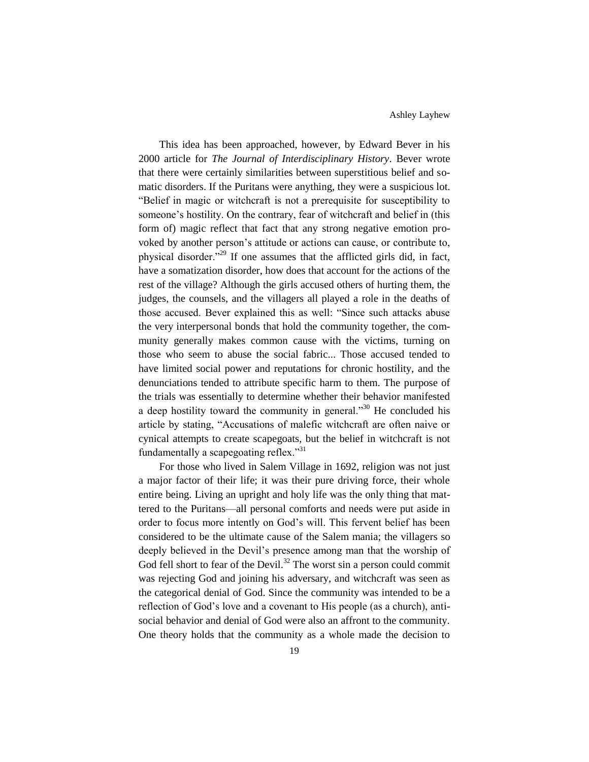This idea has been approached, however, by Edward Bever in his 2000 article for *The Journal of Interdisciplinary History*. Bever wrote that there were certainly similarities between superstitious belief and somatic disorders. If the Puritans were anything, they were a suspicious lot. "Belief in magic or witchcraft is not a prerequisite for susceptibility to someone's hostility. On the contrary, fear of witchcraft and belief in (this form of) magic reflect that fact that any strong negative emotion provoked by another person's attitude or actions can cause, or contribute to, physical disorder."[29] If one assumes that the afflicted girls did, in fact, have a somatization disorder, how does that account for the actions of the rest of the village? Although the girls accused others of hurting them, the judges, the counsels, and the villagers all played a role in the deaths of those accused. Bever explained this as well: "Since such attacks abuse the very interpersonal bonds that hold the community together, the community generally makes common cause with the victims, turning on those who seem to abuse the social fabric... Those accused tended to have limited social power and reputations for chronic hostility, and the denunciations tended to attribute specific harm to them. The purpose of the trials was essentially to determine whether their behavior manifested a deep hostility toward the community in general."[30] He concluded his article by stating, "Accusations of malefic witchcraft are often naive or cynical attempts to create scapegoats, but the belief in witchcraft is not fundamentally a scapegoating reflex."[31]

For those who lived in Salem Village in 1692, religion was not just a major factor of their life; it was their pure driving force, their whole entire being. Living an upright and holy life was the only thing that mattered to the Puritans—all personal comforts and needs were put aside in order to focus more intently on God's will. This fervent belief has been considered to be the ultimate cause of the Salem mania; the villagers so deeply believed in the Devil's presence among man that the worship of God fell short to fear of the Devil.[32] The worst sin a person could commit was rejecting God and joining his adversary, and witchcraft was seen as the categorical denial of God. Since the community was intended to be a reflection of God's love and a covenant to His people (as a church), antisocial behavior and denial of God were also an affront to the community. One theory holds that the community as a whole made the decision to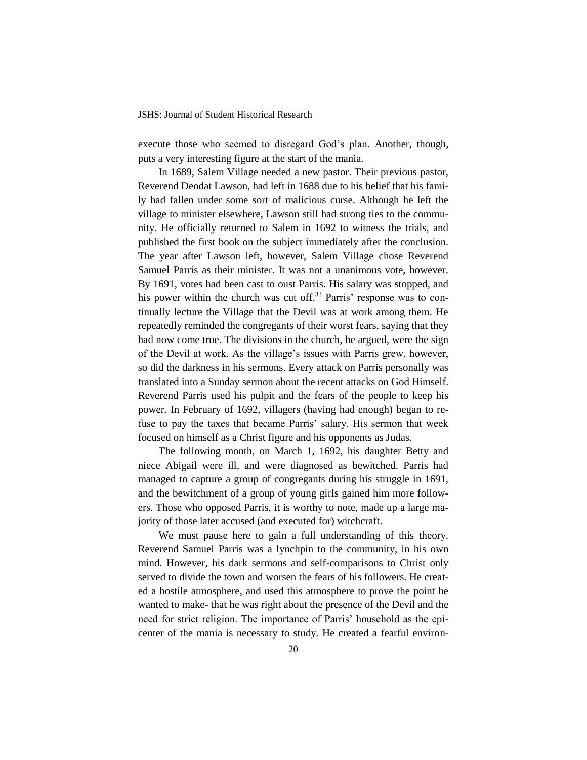execute those who seemed to disregard God's plan. Another, though, puts a very interesting figure at the start of the mania.

In 1689, Salem Village needed a new pastor. Their previous pastor, Reverend Deodat Lawson, had left in 1688 due to his belief that his family had fallen under some sort of malicious curse. Although he left the village to minister elsewhere, Lawson still had strong ties to the community. He officially returned to Salem in 1692 to witness the trials, and published the first book on the subject immediately after the conclusion. The year after Lawson left, however, Salem Village chose Reverend Samuel Parris as their minister. It was not a unanimous vote, however. By 1691, votes had been cast to oust Parris. His salary was stopped, and his power within the church was cut off.[33] Parris' response was to continually lecture the Village that the Devil was at work among them. He repeatedly reminded the congregants of their worst fears, saying that they had now come true. The divisions in the church, he argued, were the sign of the Devil at work. As the village's issues with Parris grew, however, so did the darkness in his sermons. Every attack on Parris personally was translated into a Sunday sermon about the recent attacks on God Himself. Reverend Parris used his pulpit and the fears of the people to keep his power. In February of 1692, villagers (having had enough) began to refuse to pay the taxes that became Parris' salary. His sermon that week focused on himself as a Christ figure and his opponents as Judas.

The following month, on March 1, 1692, his daughter Betty and niece Abigail were ill, and were diagnosed as bewitched. Parris had managed to capture a group of congregants during his struggle in 1691, and the bewitchment of a group of young girls gained him more followers. Those who opposed Parris, it is worthy to note, made up a large majority of those later accused (and executed for) witchcraft.

We must pause here to gain a full understanding of this theory. Reverend Samuel Parris was a lynchpin to the community, in his own mind. However, his dark sermons and self-comparisons to Christ only served to divide the town and worsen the fears of his followers. He created a hostile atmosphere, and used this atmosphere to prove the point he wanted to make- that he was right about the presence of the Devil and the need for strict religion. The importance of Parris' household as the epicenter of the mania is necessary to study. He created a fearful environ-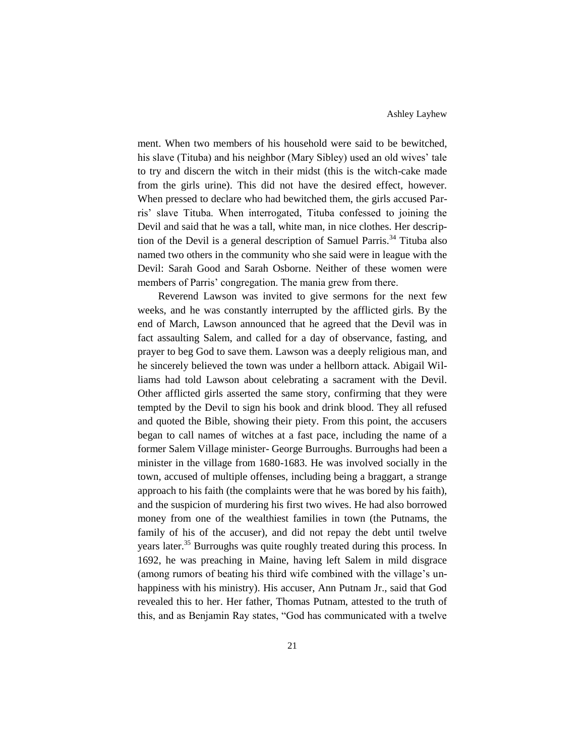ment. When two members of his household were said to be bewitched, his slave (Tituba) and his neighbor (Mary Sibley) used an old wives' tale to try and discern the witch in their midst (this is the witch-cake made from the girls urine). This did not have the desired effect, however. When pressed to declare who had bewitched them, the girls accused Parris' slave Tituba. When interrogated, Tituba confessed to joining the Devil and said that he was a tall, white man, in nice clothes. Her description of the Devil is a general description of Samuel Parris.[34] Tituba also named two others in the community who she said were in league with the Devil: Sarah Good and Sarah Osborne. Neither of these women were members of Parris' congregation. The mania grew from there.

Reverend Lawson was invited to give sermons for the next few weeks, and he was constantly interrupted by the afflicted girls. By the end of March, Lawson announced that he agreed that the Devil was in fact assaulting Salem, and called for a day of observance, fasting, and prayer to beg God to save them. Lawson was a deeply religious man, and he sincerely believed the town was under a hellborn attack. Abigail Williams had told Lawson about celebrating a sacrament with the Devil. Other afflicted girls asserted the same story, confirming that they were tempted by the Devil to sign his book and drink blood. They all refused and quoted the Bible, showing their piety. From this point, the accusers began to call names of witches at a fast pace, including the name of a former Salem Village minister- George Burroughs. Burroughs had been a minister in the village from 1680-1683. He was involved socially in the town, accused of multiple offenses, including being a braggart, a strange approach to his faith (the complaints were that he was bored by his faith), and the suspicion of murdering his first two wives. He had also borrowed money from one of the wealthiest families in town (the Putnams, the family of his of the accuser), and did not repay the debt until twelve years later.[35] Burroughs was quite roughly treated during this process. In 1692, he was preaching in Maine, having left Salem in mild disgrace (among rumors of beating his third wife combined with the village's unhappiness with his ministry). His accuser, Ann Putnam Jr., said that God revealed this to her. Her father, Thomas Putnam, attested to the truth of this, and as Benjamin Ray states, "God has communicated with a twelve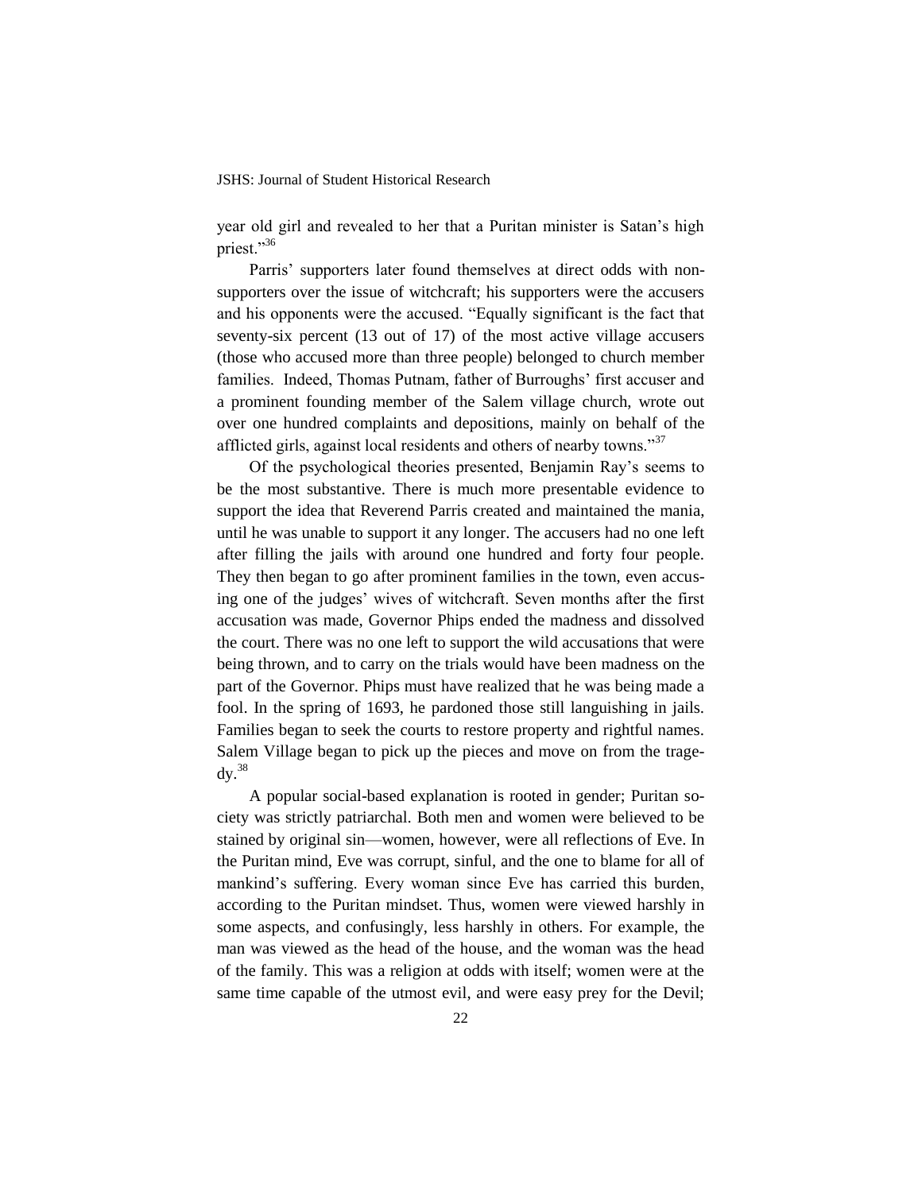year old girl and revealed to her that a Puritan minister is Satan's high priest."[36]

Parris' supporters later found themselves at direct odds with non-supporters over the issue of witchcraft; his supporters were the accusers and his opponents were the accused. "Equally significant is the fact that seventy-six percent (13 out of 17) of the most active village accusers (those who accused more than three people) belonged to church member families. Indeed, Thomas Putnam, father of Burroughs' first accuser and a prominent founding member of the Salem village church, wrote out over one hundred complaints and depositions, mainly on behalf of the afflicted girls, against local residents and others of nearby towns."[37]

Of the psychological theories presented, Benjamin Ray's seems to be the most substantive. There is much more presentable evidence to support the idea that Reverend Parris created and maintained the mania, until he was unable to support it any longer. The accusers had no one left after filling the jails with around one hundred and forty four people. They then began to go after prominent families in the town, even accusing one of the judges' wives of witchcraft. Seven months after the first accusation was made, Governor Phips ended the madness and dissolved the court. There was no one left to support the wild accusations that were being thrown, and to carry on the trials would have been madness on the part of the Governor. Phips must have realized that he was being made a fool. In the spring of 1693, he pardoned those still languishing in jails. Families began to seek the courts to restore property and rightful names. Salem Village began to pick up the pieces and move on from the tragedy.[38]

A popular social-based explanation is rooted in gender; Puritan society was strictly patriarchal. Both men and women were believed to be stained by original sin—women, however, were all reflections of Eve. In the Puritan mind, Eve was corrupt, sinful, and the one to blame for all of mankind's suffering. Every woman since Eve has carried this burden, according to the Puritan mindset. Thus, women were viewed harshly in some aspects, and confusingly, less harshly in others. For example, the man was viewed as the head of the house, and the woman was the head of the family. This was a religion at odds with itself; women were at the same time capable of the utmost evil, and were easy prey for the Devil;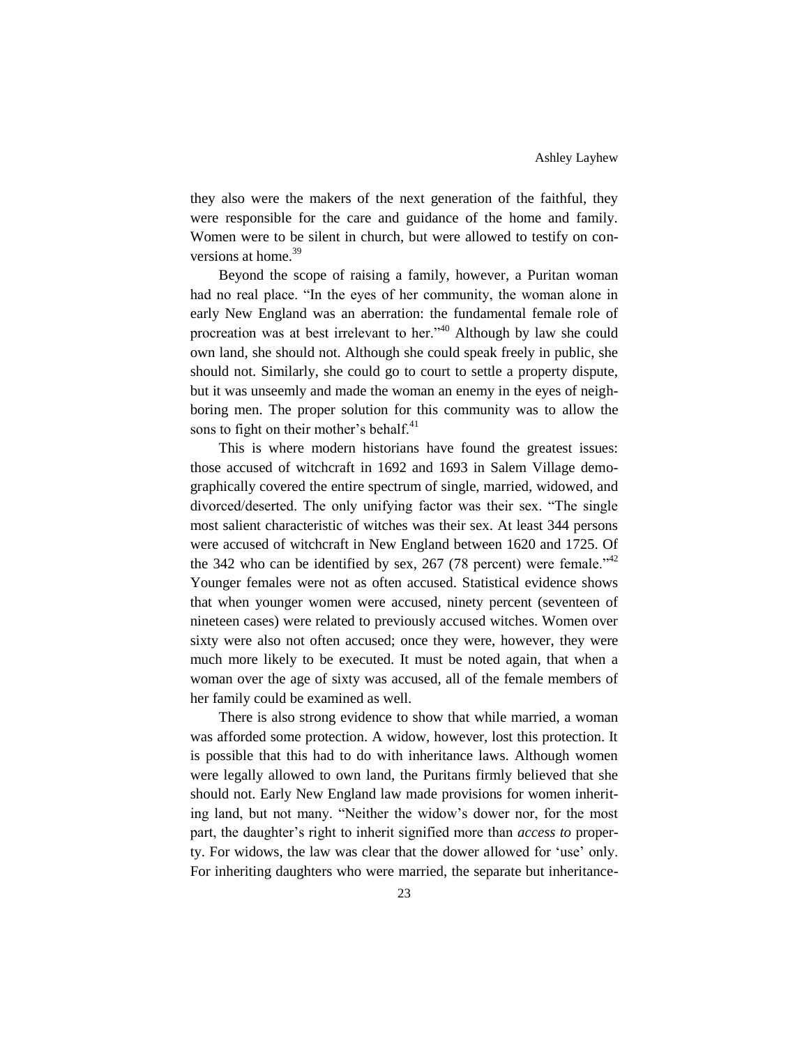they also were the makers of the next generation of the faithful, they were responsible for the care and guidance of the home and family. Women were to be silent in church, but were allowed to testify on conversions at home.[39]

Beyond the scope of raising a family, however, a Puritan woman had no real place. "In the eyes of her community, the woman alone in early New England was an aberration: the fundamental female role of procreation was at best irrelevant to her."[40] Although by law she could own land, she should not. Although she could speak freely in public, she should not. Similarly, she could go to court to settle a property dispute, but it was unseemly and made the woman an enemy in the eyes of neighboring men. The proper solution for this community was to allow the sons to fight on their mother's behalf.[41]

This is where modern historians have found the greatest issues: those accused of witchcraft in 1692 and 1693 in Salem Village demographically covered the entire spectrum of single, married, widowed, and divorced/deserted. The only unifying factor was their sex. "The single most salient characteristic of witches was their sex. At least 344 persons were accused of witchcraft in New England between 1620 and 1725. Of the 342 who can be identified by sex, 267 (78 percent) were female."[42] Younger females were not as often accused. Statistical evidence shows that when younger women were accused, ninety percent (seventeen of nineteen cases) were related to previously accused witches. Women over sixty were also not often accused; once they were, however, they were much more likely to be executed. It must be noted again, that when a woman over the age of sixty was accused, all of the female members of her family could be examined as well.

There is also strong evidence to show that while married, a woman was afforded some protection. A widow, however, lost this protection. It is possible that this had to do with inheritance laws. Although women were legally allowed to own land, the Puritans firmly believed that she should not. Early New England law made provisions for women inheriting land, but not many. "Neither the widow's dower nor, for the most part, the daughter's right to inherit signified more than *access to* property. For widows, the law was clear that the dower allowed for 'use' only. For inheriting daughters who were married, the separate but inheritance-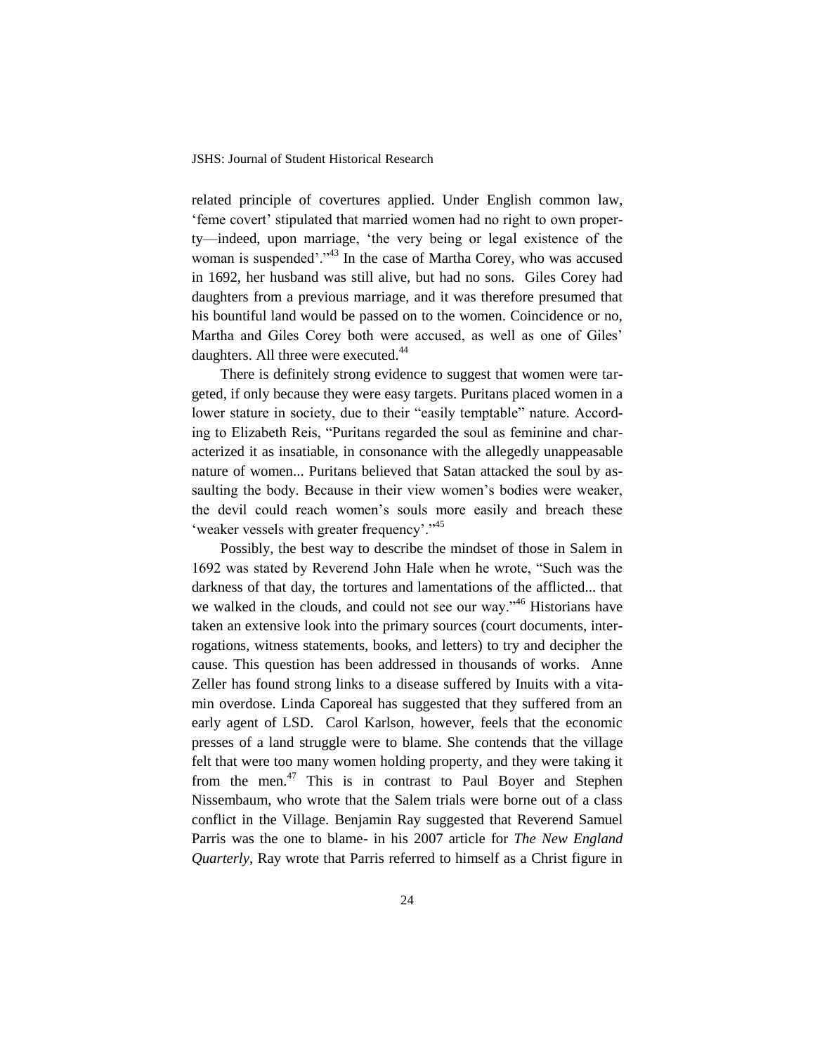related principle of covertures applied. Under English common law, 'feme covert' stipulated that married women had no right to own property—indeed, upon marriage, 'the very being or legal existence of the woman is suspended'."[43] In the case of Martha Corey, who was accused in 1692, her husband was still alive, but had no sons. Giles Corey had daughters from a previous marriage, and it was therefore presumed that his bountiful land would be passed on to the women. Coincidence or no, Martha and Giles Corey both were accused, as well as one of Giles' daughters. All three were executed.[44]

There is definitely strong evidence to suggest that women were targeted, if only because they were easy targets. Puritans placed women in a lower stature in society, due to their "easily temptable" nature. According to Elizabeth Reis, "Puritans regarded the soul as feminine and characterized it as insatiable, in consonance with the allegedly unappeasable nature of women... Puritans believed that Satan attacked the soul by assaulting the body. Because in their view women's bodies were weaker, the devil could reach women's souls more easily and breach these 'weaker vessels with greater frequency'."[45]

Possibly, the best way to describe the mindset of those in Salem in 1692 was stated by Reverend John Hale when he wrote, "Such was the darkness of that day, the tortures and lamentations of the afflicted... that we walked in the clouds, and could not see our way."[46] Historians have taken an extensive look into the primary sources (court documents, interrogations, witness statements, books, and letters) to try and decipher the cause. This question has been addressed in thousands of works. Anne Zeller has found strong links to a disease suffered by Inuits with a vitamin overdose. Linda Caporeal has suggested that they suffered from an early agent of LSD. Carol Karlson, however, feels that the economic presses of a land struggle were to blame. She contends that the village felt that were too many women holding property, and they were taking it from the men.[47] This is in contrast to Paul Boyer and Stephen Nissembaum, who wrote that the Salem trials were borne out of a class conflict in the Village. Benjamin Ray suggested that Reverend Samuel Parris was the one to blame- in his 2007 article for *The New England Quarterly*, Ray wrote that Parris referred to himself as a Christ figure in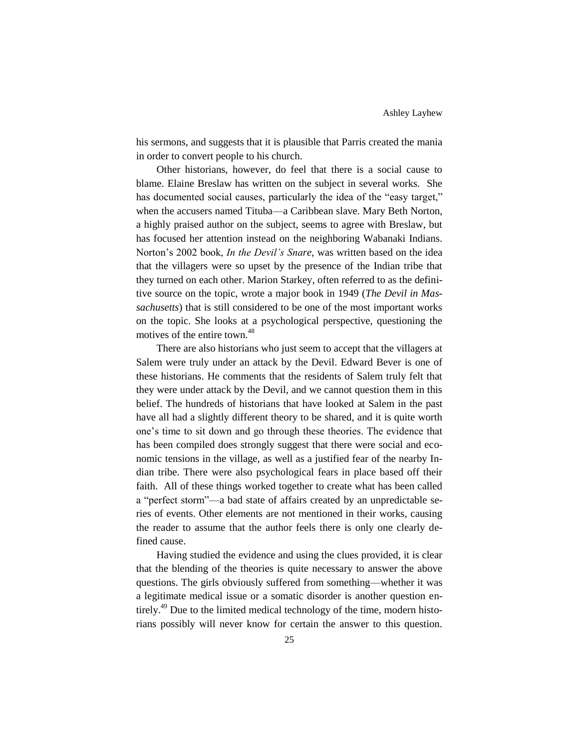his sermons, and suggests that it is plausible that Parris created the mania in order to convert people to his church.

Other historians, however, do feel that there is a social cause to blame. Elaine Breslaw has written on the subject in several works. She has documented social causes, particularly the idea of the "easy target," when the accusers named Tituba—a Caribbean slave. Mary Beth Norton, a highly praised author on the subject, seems to agree with Breslaw, but has focused her attention instead on the neighboring Wabanaki Indians. Norton's 2002 book, *In the Devil's Snare*, was written based on the idea that the villagers were so upset by the presence of the Indian tribe that they turned on each other. Marion Starkey, often referred to as the definitive source on the topic, wrote a major book in 1949 (*The Devil in Massachusetts*) that is still considered to be one of the most important works on the topic. She looks at a psychological perspective, questioning the motives of the entire town.[48]

There are also historians who just seem to accept that the villagers at Salem were truly under an attack by the Devil. Edward Bever is one of these historians. He comments that the residents of Salem truly felt that they were under attack by the Devil, and we cannot question them in this belief. The hundreds of historians that have looked at Salem in the past have all had a slightly different theory to be shared, and it is quite worth one's time to sit down and go through these theories. The evidence that has been compiled does strongly suggest that there were social and economic tensions in the village, as well as a justified fear of the nearby Indian tribe. There were also psychological fears in place based off their faith. All of these things worked together to create what has been called a "perfect storm"—a bad state of affairs created by an unpredictable series of events. Other elements are not mentioned in their works, causing the reader to assume that the author feels there is only one clearly defined cause.

Having studied the evidence and using the clues provided, it is clear that the blending of the theories is quite necessary to answer the above questions. The girls obviously suffered from something—whether it was a legitimate medical issue or a somatic disorder is another question entirely.[49] Due to the limited medical technology of the time, modern historians possibly will never know for certain the answer to this question.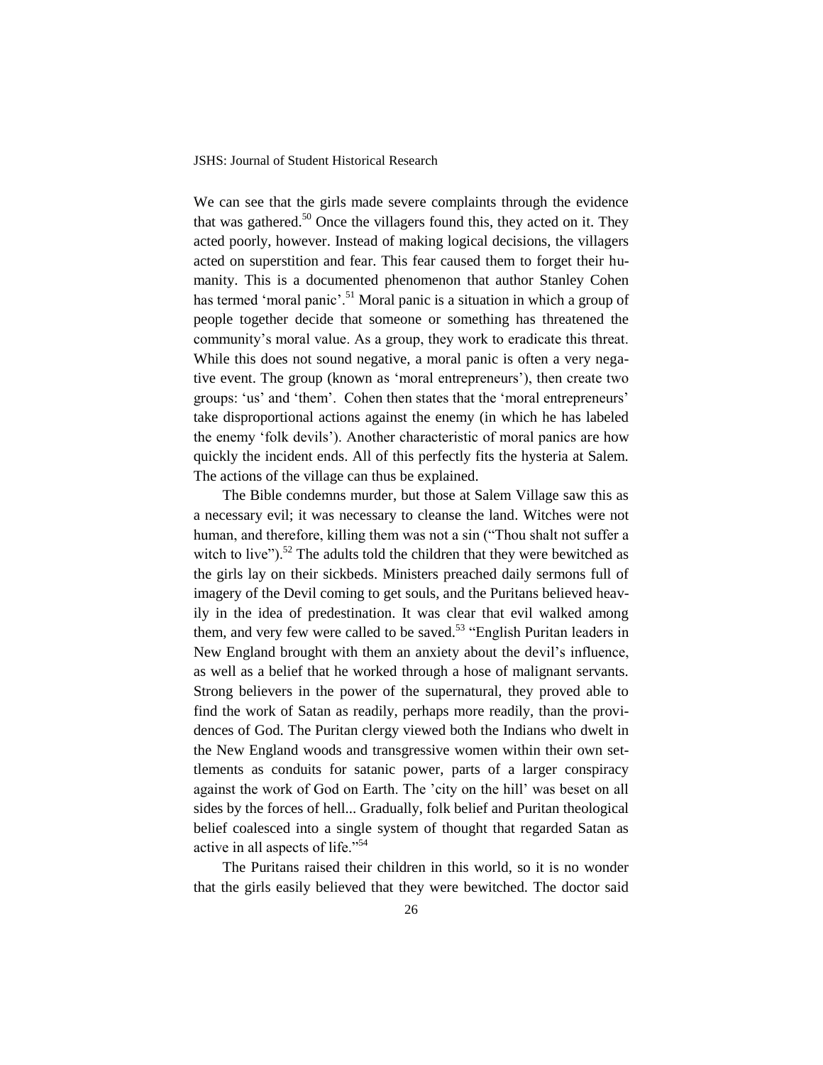We can see that the girls made severe complaints through the evidence that was gathered.[50] Once the villagers found this, they acted on it. They acted poorly, however. Instead of making logical decisions, the villagers acted on superstition and fear. This fear caused them to forget their humanity. This is a documented phenomenon that author Stanley Cohen has termed 'moral panic'.[51] Moral panic is a situation in which a group of people together decide that someone or something has threatened the community's moral value. As a group, they work to eradicate this threat. While this does not sound negative, a moral panic is often a very negative event. The group (known as 'moral entrepreneurs'), then create two groups: 'us' and 'them'. Cohen then states that the 'moral entrepreneurs' take disproportional actions against the enemy (in which he has labeled the enemy 'folk devils'). Another characteristic of moral panics are how quickly the incident ends. All of this perfectly fits the hysteria at Salem. The actions of the village can thus be explained.

The Bible condemns murder, but those at Salem Village saw this as a necessary evil; it was necessary to cleanse the land. Witches were not human, and therefore, killing them was not a sin ("Thou shalt not suffer a witch to live").[52] The adults told the children that they were bewitched as the girls lay on their sickbeds. Ministers preached daily sermons full of imagery of the Devil coming to get souls, and the Puritans believed heavily in the idea of predestination. It was clear that evil walked among them, and very few were called to be saved.[53] "English Puritan leaders in New England brought with them an anxiety about the devil's influence, as well as a belief that he worked through a hose of malignant servants. Strong believers in the power of the supernatural, they proved able to find the work of Satan as readily, perhaps more readily, than the providences of God. The Puritan clergy viewed both the Indians who dwelt in the New England woods and transgressive women within their own settlements as conduits for satanic power, parts of a larger conspiracy against the work of God on Earth. The 'city on the hill' was beset on all sides by the forces of hell... Gradually, folk belief and Puritan theological belief coalesced into a single system of thought that regarded Satan as active in all aspects of life."[54]

The Puritans raised their children in this world, so it is no wonder that the girls easily believed that they were bewitched. The doctor said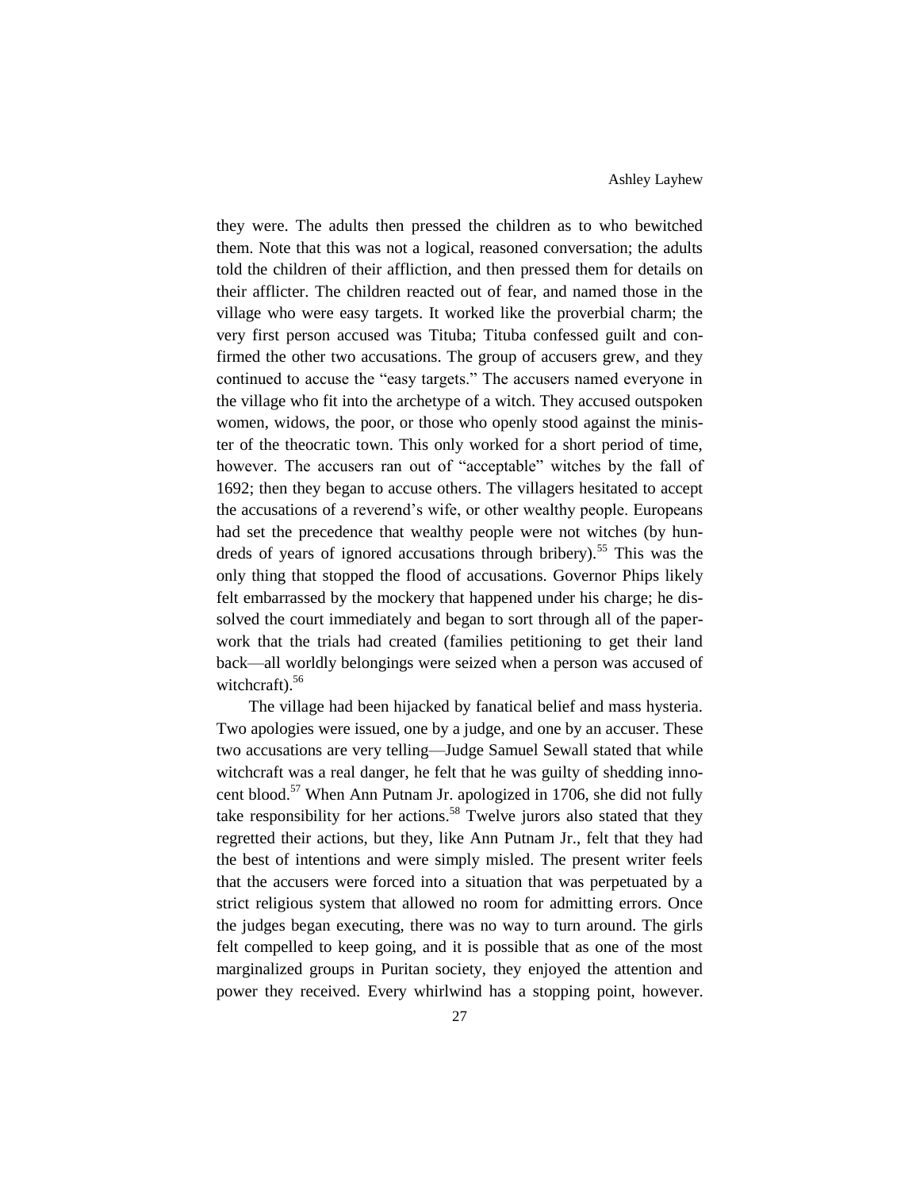they were. The adults then pressed the children as to who bewitched them. Note that this was not a logical, reasoned conversation; the adults told the children of their affliction, and then pressed them for details on their afflicter. The children reacted out of fear, and named those in the village who were easy targets. It worked like the proverbial charm; the very first person accused was Tituba; Tituba confessed guilt and confirmed the other two accusations. The group of accusers grew, and they continued to accuse the "easy targets." The accusers named everyone in the village who fit into the archetype of a witch. They accused outspoken women, widows, the poor, or those who openly stood against the minister of the theocratic town. This only worked for a short period of time, however. The accusers ran out of "acceptable" witches by the fall of 1692; then they began to accuse others. The villagers hesitated to accept the accusations of a reverend's wife, or other wealthy people. Europeans had set the precedence that wealthy people were not witches (by hundreds of years of ignored accusations through bribery).[55] This was the only thing that stopped the flood of accusations. Governor Phips likely felt embarrassed by the mockery that happened under his charge; he dissolved the court immediately and began to sort through all of the paperwork that the trials had created (families petitioning to get their land back—all worldly belongings were seized when a person was accused of witchcraft).[56]

The village had been hijacked by fanatical belief and mass hysteria. Two apologies were issued, one by a judge, and one by an accuser. These two accusations are very telling—Judge Samuel Sewall stated that while witchcraft was a real danger, he felt that he was guilty of shedding innocent blood.[57] When Ann Putnam Jr. apologized in 1706, she did not fully take responsibility for her actions.[58] Twelve jurors also stated that they regretted their actions, but they, like Ann Putnam Jr., felt that they had the best of intentions and were simply misled. The present writer feels that the accusers were forced into a situation that was perpetuated by a strict religious system that allowed no room for admitting errors. Once the judges began executing, there was no way to turn around. The girls felt compelled to keep going, and it is possible that as one of the most marginalized groups in Puritan society, they enjoyed the attention and power they received. Every whirlwind has a stopping point, however.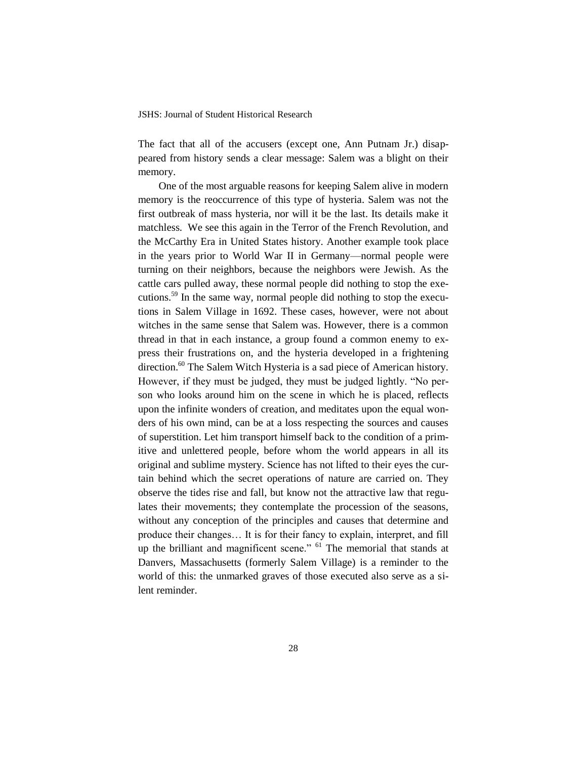The fact that all of the accusers (except one, Ann Putnam Jr.) disappeared from history sends a clear message: Salem was a blight on their memory.

One of the most arguable reasons for keeping Salem alive in modern memory is the reoccurrence of this type of hysteria. Salem was not the first outbreak of mass hysteria, nor will it be the last. Its details make it matchless. We see this again in the Terror of the French Revolution, and the McCarthy Era in United States history. Another example took place in the years prior to World War II in Germany—normal people were turning on their neighbors, because the neighbors were Jewish. As the cattle cars pulled away, these normal people did nothing to stop the executions.[59] In the same way, normal people did nothing to stop the executions in Salem Village in 1692. These cases, however, were not about witches in the same sense that Salem was. However, there is a common thread in that in each instance, a group found a common enemy to express their frustrations on, and the hysteria developed in a frightening direction.[60] The Salem Witch Hysteria is a sad piece of American history. However, if they must be judged, they must be judged lightly. "No person who looks around him on the scene in which he is placed, reflects upon the infinite wonders of creation, and meditates upon the equal wonders of his own mind, can be at a loss respecting the sources and causes of superstition. Let him transport himself back to the condition of a primitive and unlettered people, before whom the world appears in all its original and sublime mystery. Science has not lifted to their eyes the curtain behind which the secret operations of nature are carried on. They observe the tides rise and fall, but know not the attractive law that regulates their movements; they contemplate the procession of the seasons, without any conception of the principles and causes that determine and produce their changes… It is for their fancy to explain, interpret, and fill up the brilliant and magnificent scene." [61] The memorial that stands at Danvers, Massachusetts (formerly Salem Village) is a reminder to the world of this: the unmarked graves of those executed also serve as a silent reminder.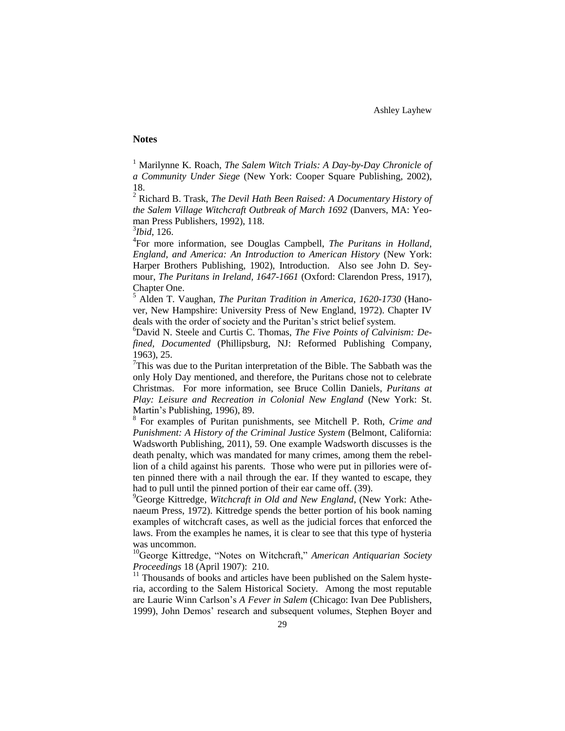## Notes

[1] Marilynne K. Roach, *The Salem Witch Trials: A Day-by-Day Chronicle of a Community Under Siege* (New York: Cooper Square Publishing, 2002), 18.

[2] Richard B. Trask, *The Devil Hath Been Raised: A Documentary History of the Salem Village Witchcraft Outbreak of March 1692* (Danvers, MA: Yeoman Press Publishers, 1992), 118.

[3] *Ibid*, 126.

[4] For more information, see Douglas Campbell, *The Puritans in Holland, England, and America: An Introduction to American History* (New York: Harper Brothers Publishing, 1902), Introduction. Also see John D. Seymour, *The Puritans in Ireland, 1647-1661* (Oxford: Clarendon Press, 1917), Chapter One.

[5] Alden T. Vaughan, *The Puritan Tradition in America, 1620-1730* (Hanover, New Hampshire: University Press of New England, 1972). Chapter IV deals with the order of society and the Puritan's strict belief system.

[6] David N. Steele and Curtis C. Thomas, *The Five Points of Calvinism: Defined, Documented* (Phillipsburg, NJ: Reformed Publishing Company, 1963), 25.

[7] This was due to the Puritan interpretation of the Bible. The Sabbath was the only Holy Day mentioned, and therefore, the Puritans chose not to celebrate Christmas. For more information, see Bruce Collin Daniels, *Puritans at Play: Leisure and Recreation in Colonial New England* (New York: St. Martin's Publishing, 1996), 89.

[8] For examples of Puritan punishments, see Mitchell P. Roth, *Crime and Punishment: A History of the Criminal Justice System* (Belmont, California: Wadsworth Publishing, 2011), 59. One example Wadsworth discusses is the death penalty, which was mandated for many crimes, among them the rebellion of a child against his parents. Those who were put in pillories were often pinned there with a nail through the ear. If they wanted to escape, they had to pull until the pinned portion of their ear came off. (39).

[9] George Kittredge, *Witchcraft in Old and New England*, (New York: Athenaeum Press, 1972). Kittredge spends the better portion of his book naming examples of witchcraft cases, as well as the judicial forces that enforced the laws. From the examples he names, it is clear to see that this type of hysteria was uncommon.

[10] George Kittredge, "Notes on Witchcraft," *American Antiquarian Society Proceedings* 18 (April 1907): 210.

[11] Thousands of books and articles have been published on the Salem hysteria, according to the Salem Historical Society. Among the most reputable are Laurie Winn Carlson's *A Fever in Salem* (Chicago: Ivan Dee Publishers, 1999), John Demos' research and subsequent volumes, Stephen Boyer and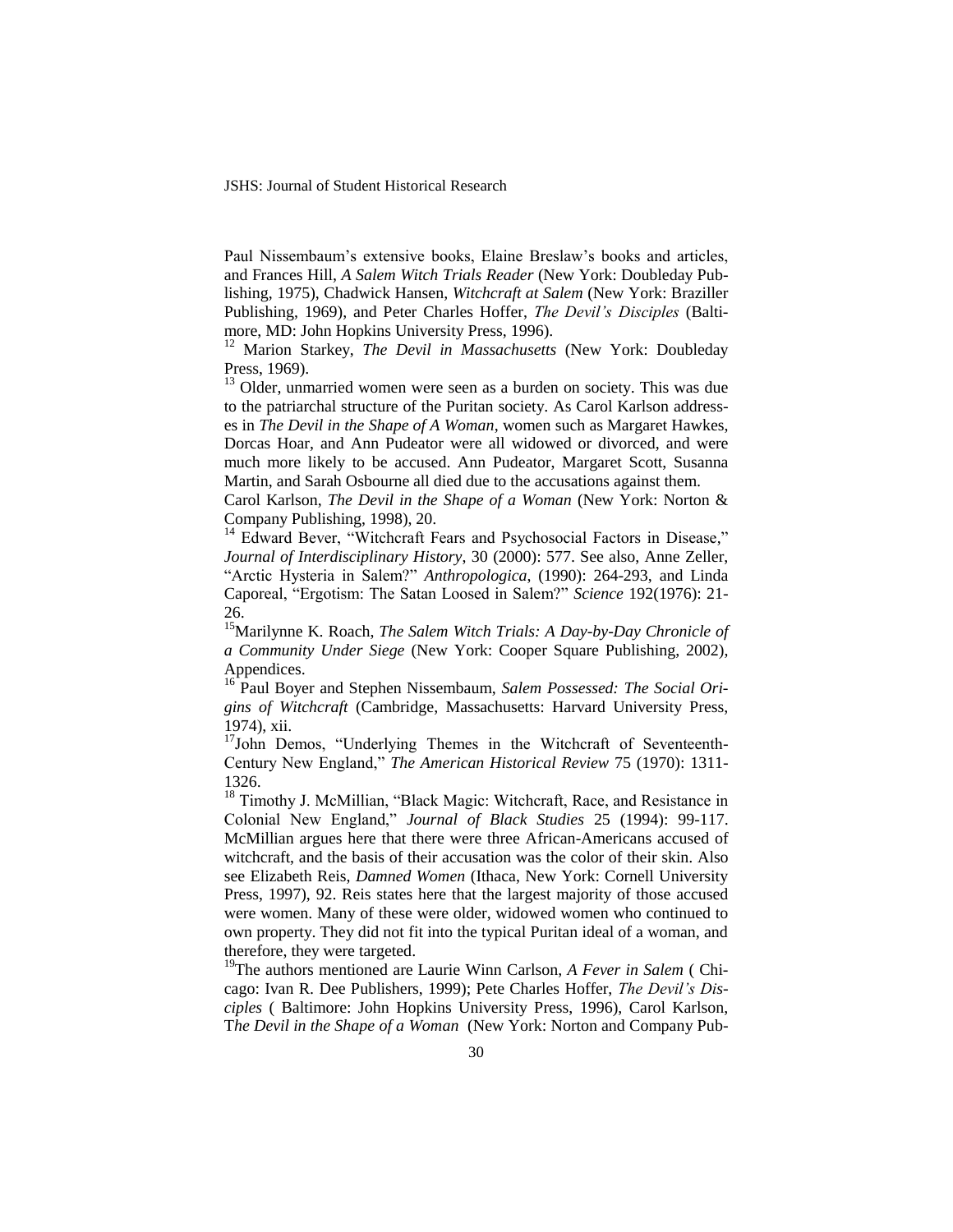Paul Nissembaum's extensive books, Elaine Breslaw's books and articles, and Frances Hill, *A Salem Witch Trials Reader* (New York: Doubleday Publishing, 1975), Chadwick Hansen, *Witchcraft at Salem* (New York: Braziller Publishing, 1969), and Peter Charles Hoffer, *The Devil's Disciples* (Baltimore, MD: John Hopkins University Press, 1996).

[12] Marion Starkey, *The Devil in Massachusetts* (New York: Doubleday Press, 1969).

[13] Older, unmarried women were seen as a burden on society. This was due to the patriarchal structure of the Puritan society. As Carol Karlson addresses in *The Devil in the Shape of A Woman*, women such as Margaret Hawkes, Dorcas Hoar, and Ann Pudeator were all widowed or divorced, and were much more likely to be accused. Ann Pudeator, Margaret Scott, Susanna Martin, and Sarah Osbourne all died due to the accusations against them.

Carol Karlson, *The Devil in the Shape of a Woman* (New York: Norton & Company Publishing, 1998), 20.

[14] Edward Bever, "Witchcraft Fears and Psychosocial Factors in Disease," *Journal of Interdisciplinary History*, 30 (2000): 577. See also, Anne Zeller, "Arctic Hysteria in Salem?" *Anthropologica*, (1990): 264-293, and Linda Caporeal, "Ergotism: The Satan Loosed in Salem?" *Science* 192(1976): 21-26.

[15] Marilynne K. Roach, *The Salem Witch Trials: A Day-by-Day Chronicle of a Community Under Siege* (New York: Cooper Square Publishing, 2002), Appendices.

[16] Paul Boyer and Stephen Nissembaum, *Salem Possessed: The Social Origins of Witchcraft* (Cambridge, Massachusetts: Harvard University Press, 1974), xii.

[17] John Demos, "Underlying Themes in the Witchcraft of Seventeenth-Century New England," *The American Historical Review* 75 (1970): 1311-1326.

[18] Timothy J. McMillian, "Black Magic: Witchcraft, Race, and Resistance in Colonial New England," *Journal of Black Studies* 25 (1994): 99-117. McMillian argues here that there were three African-Americans accused of witchcraft, and the basis of their accusation was the color of their skin. Also see Elizabeth Reis, *Damned Women* (Ithaca, New York: Cornell University Press, 1997), 92. Reis states here that the largest majority of those accused were women. Many of these were older, widowed women who continued to own property. They did not fit into the typical Puritan ideal of a woman, and therefore, they were targeted.

[19] The authors mentioned are Laurie Winn Carlson, *A Fever in Salem* ( Chicago: Ivan R. Dee Publishers, 1999); Pete Charles Hoffer, *The Devil's Disciples* ( Baltimore: John Hopkins University Press, 1996), Carol Karlson, T*he Devil in the Shape of a Woman* (New York: Norton and Company Pub-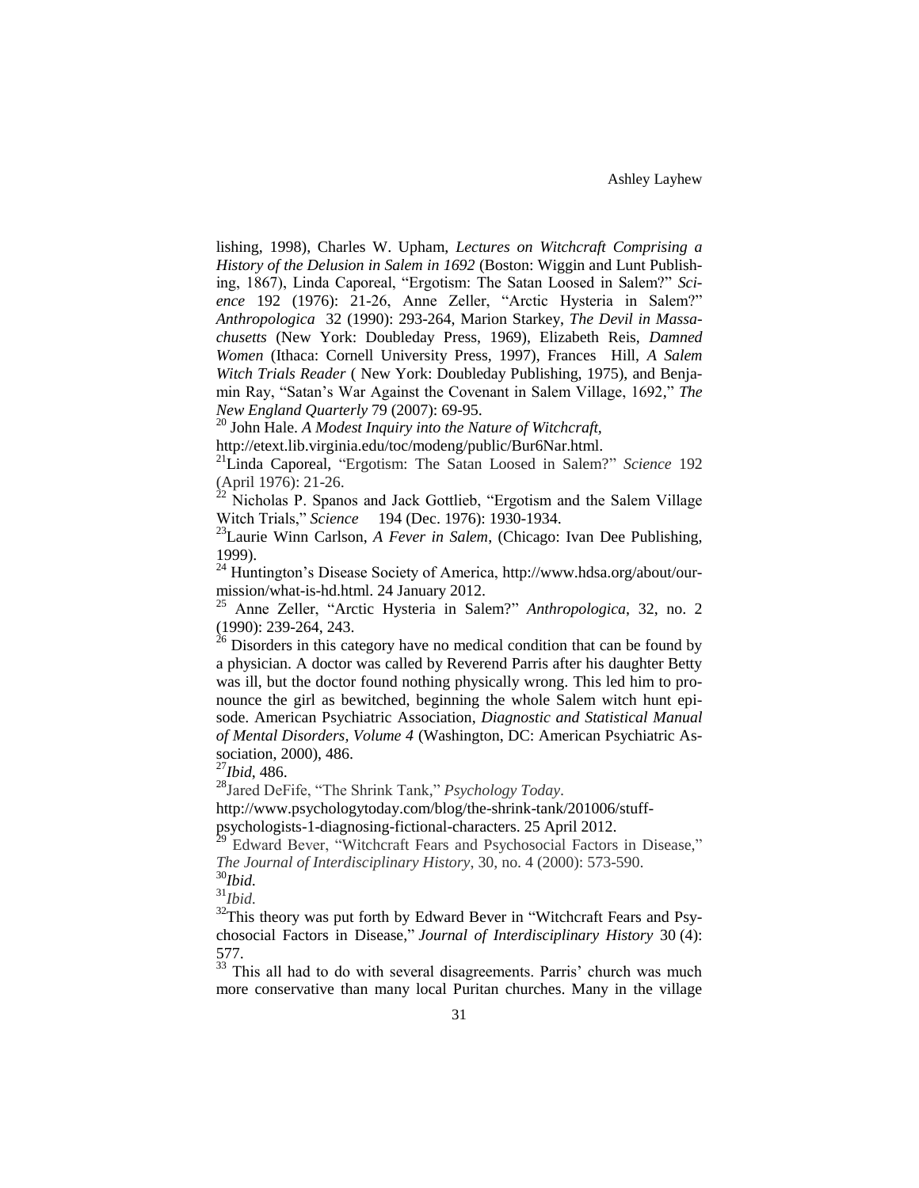lishing, 1998), Charles W. Upham, *Lectures on Witchcraft Comprising a History of the Delusion in Salem in 1692* (Boston: Wiggin and Lunt Publishing, 1867), Linda Caporeal, "Ergotism: The Satan Loosed in Salem?" *Science* 192 (1976): 21-26, Anne Zeller, "Arctic Hysteria in Salem?" *Anthropologica* 32 (1990): 293-264, Marion Starkey, *The Devil in Massachusetts* (New York: Doubleday Press, 1969), Elizabeth Reis, *Damned Women* (Ithaca: Cornell University Press, 1997), Frances Hill, *A Salem Witch Trials Reader* ( New York: Doubleday Publishing, 1975), and Benjamin Ray, "Satan's War Against the Covenant in Salem Village, 1692," *The New England Quarterly* 79 (2007): 69-95.

[20] John Hale. *A Modest Inquiry into the Nature of Witchcraft*, http://etext.lib.virginia.edu/toc/modeng/public/Bur6Nar.html.

[21] Linda Caporeal, "Ergotism: The Satan Loosed in Salem?" *Science* 192 (April 1976): 21-26.

[22] Nicholas P. Spanos and Jack Gottlieb, "Ergotism and the Salem Village Witch Trials," *Science* 194 (Dec. 1976): 1930-1934.

[23] Laurie Winn Carlson, *A Fever in Salem*, (Chicago: Ivan Dee Publishing, 1999).

[24] Huntington's Disease Society of America, http://www.hdsa.org/about/our-mission/what-is-hd.html. 24 January 2012.

[25] Anne Zeller, "Arctic Hysteria in Salem?" *Anthropologica*, 32, no. 2 (1990): 239-264, 243.

[26] Disorders in this category have no medical condition that can be found by a physician. A doctor was called by Reverend Parris after his daughter Betty was ill, but the doctor found nothing physically wrong. This led him to pronounce the girl as bewitched, beginning the whole Salem witch hunt episode. American Psychiatric Association, *Diagnostic and Statistical Manual of Mental Disorders, Volume 4* (Washington, DC: American Psychiatric Association, 2000), 486.

[27] *Ibid*, 486.

[28] Jared DeFife, "The Shrink Tank," *Psychology Today*. http://www.psychologytoday.com/blog/the-shrink-tank/201006/stuff-psychologists-1-diagnosing-fictional-characters. 25 April 2012.

[29] Edward Bever, "Witchcraft Fears and Psychosocial Factors in Disease," *The Journal of Interdisciplinary History*, 30, no. 4 (2000): 573-590.

[30] *Ibid.*

[31] *Ibid.*

[32] This theory was put forth by Edward Bever in "Witchcraft Fears and Psychosocial Factors in Disease," *Journal of Interdisciplinary History* 30 (4): 577.

[33] This all had to do with several disagreements. Parris' church was much more conservative than many local Puritan churches. Many in the village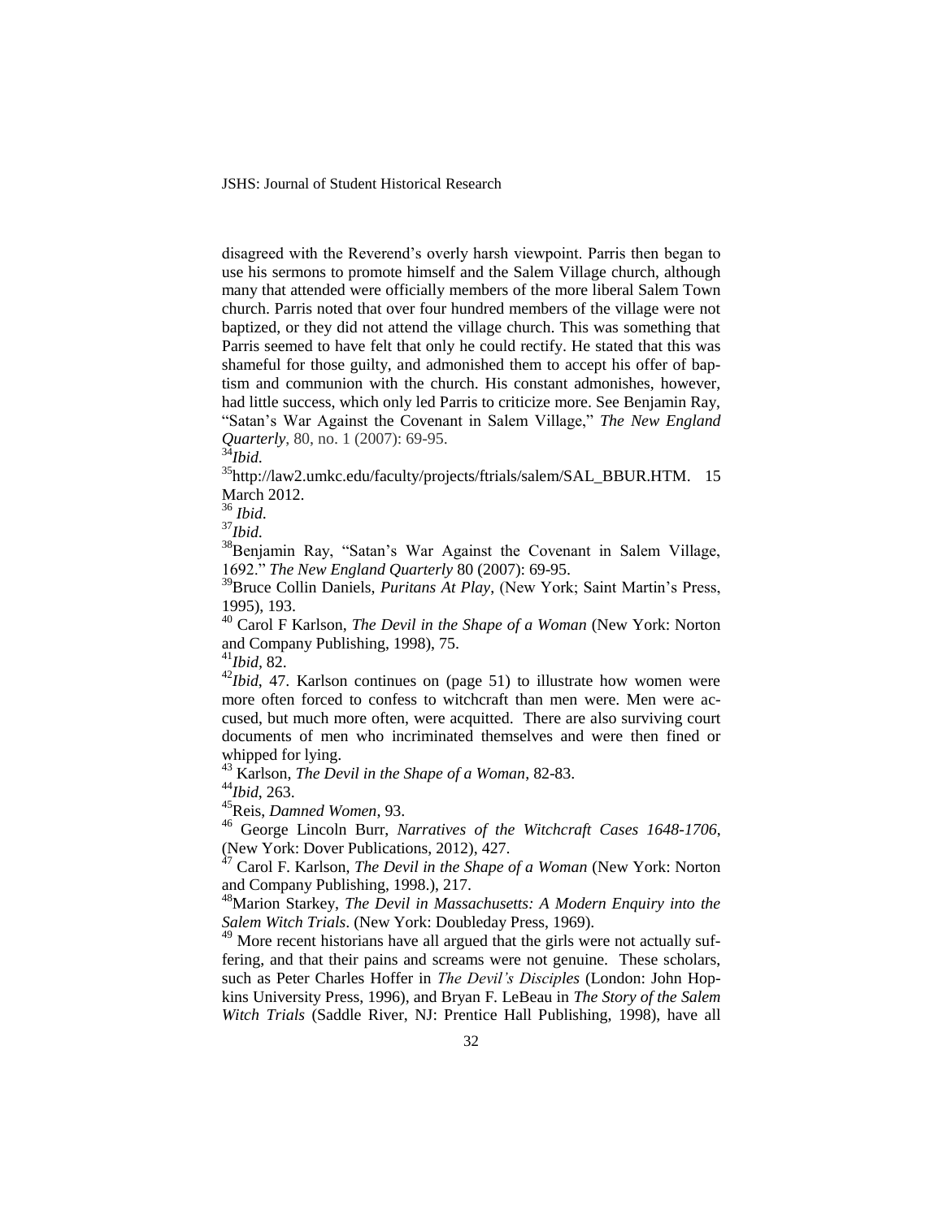disagreed with the Reverend's overly harsh viewpoint. Parris then began to use his sermons to promote himself and the Salem Village church, although many that attended were officially members of the more liberal Salem Town church. Parris noted that over four hundred members of the village were not baptized, or they did not attend the village church. This was something that Parris seemed to have felt that only he could rectify. He stated that this was shameful for those guilty, and admonished them to accept his offer of baptism and communion with the church. His constant admonishes, however, had little success, which only led Parris to criticize more. See Benjamin Ray, "Satan's War Against the Covenant in Salem Village," *The New England Quarterly*, 80, no. 1 (2007): 69-95.

[34]*Ibid.*

[35]http://law2.umkc.edu/faculty/projects/ftrials/salem/SAL_BBUR.HTM. 15 March 2012.

[36] *Ibid.*

[37]*Ibid.*

[38]Benjamin Ray, "Satan's War Against the Covenant in Salem Village, 1692." *The New England Quarterly* 80 (2007): 69-95.

[39]Bruce Collin Daniels, *Puritans At Play*, (New York; Saint Martin's Press, 1995), 193.

[40] Carol F Karlson, *The Devil in the Shape of a Woman* (New York: Norton and Company Publishing, 1998), 75.

[41]*Ibid*, 82.

[42]*Ibid*, 47. Karlson continues on (page 51) to illustrate how women were more often forced to confess to witchcraft than men were. Men were accused, but much more often, were acquitted. There are also surviving court documents of men who incriminated themselves and were then fined or whipped for lying.

[43] Karlson, *The Devil in the Shape of a Woman*, 82-83.

[44]*Ibid*, 263.

[45]Reis, *Damned Women*, 93.

[46] George Lincoln Burr, *Narratives of the Witchcraft Cases 1648-1706*, (New York: Dover Publications, 2012), 427.

[47] Carol F. Karlson, *The Devil in the Shape of a Woman* (New York: Norton and Company Publishing, 1998.), 217.

[48]Marion Starkey, *The Devil in Massachusetts: A Modern Enquiry into the Salem Witch Trials*. (New York: Doubleday Press, 1969).

[49] More recent historians have all argued that the girls were not actually suffering, and that their pains and screams were not genuine. These scholars, such as Peter Charles Hoffer in *The Devil's Disciples* (London: John Hopkins University Press, 1996), and Bryan F. LeBeau in *The Story of the Salem Witch Trials* (Saddle River, NJ: Prentice Hall Publishing, 1998), have all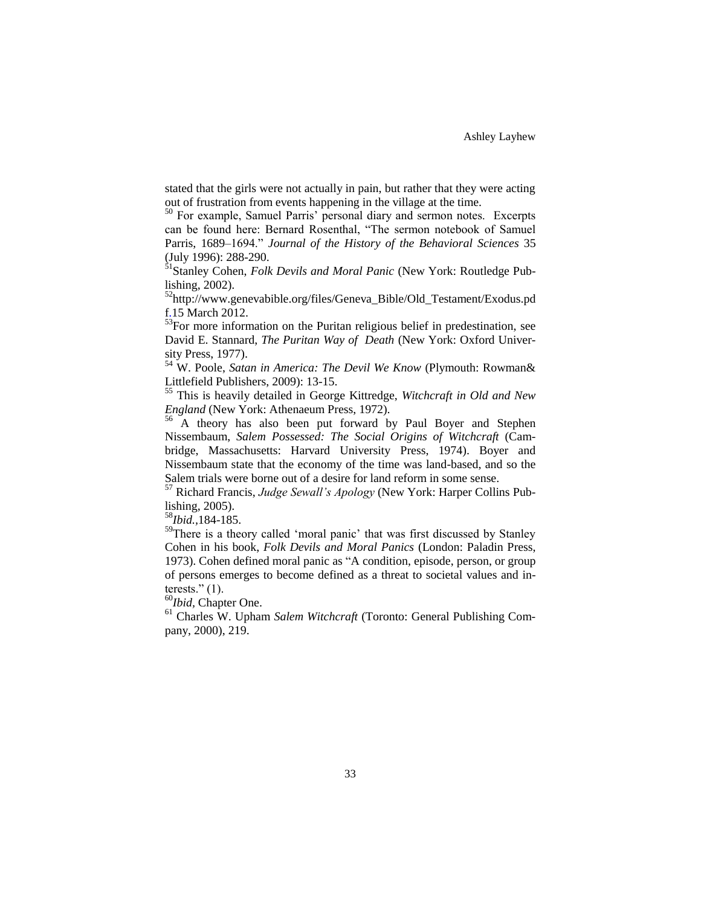stated that the girls were not actually in pain, but rather that they were acting out of frustration from events happening in the village at the time.

[50] For example, Samuel Parris' personal diary and sermon notes. Excerpts can be found here: Bernard Rosenthal, "The sermon notebook of Samuel Parris, 1689–1694." *Journal of the History of the Behavioral Sciences* 35 (July 1996): 288-290.

[51] Stanley Cohen, *Folk Devils and Moral Panic* (New York: Routledge Publishing, 2002).

[52] http://www.genevabible.org/files/Geneva_Bible/Old_Testament/Exodus.pdf.15 March 2012.

[53] For more information on the Puritan religious belief in predestination, see David E. Stannard, *The Puritan Way of Death* (New York: Oxford University Press, 1977).

[54] W. Poole, *Satan in America: The Devil We Know* (Plymouth: Rowman& Littlefield Publishers, 2009): 13-15.

[55] This is heavily detailed in George Kittredge, *Witchcraft in Old and New England* (New York: Athenaeum Press, 1972).

[56] A theory has also been put forward by Paul Boyer and Stephen Nissembaum, *Salem Possessed: The Social Origins of Witchcraft* (Cambridge, Massachusetts: Harvard University Press, 1974). Boyer and Nissembaum state that the economy of the time was land-based, and so the Salem trials were borne out of a desire for land reform in some sense.

[57] Richard Francis, *Judge Sewall's Apology* (New York: Harper Collins Publishing, 2005).

[58] *Ibid.*,184-185.

[59] There is a theory called 'moral panic' that was first discussed by Stanley Cohen in his book, *Folk Devils and Moral Panics* (London: Paladin Press, 1973). Cohen defined moral panic as "A condition, episode, person, or group of persons emerges to become defined as a threat to societal values and interests." (1).

[60] *Ibid*, Chapter One.

[61] Charles W. Upham *Salem Witchcraft* (Toronto: General Publishing Company, 2000), 219.